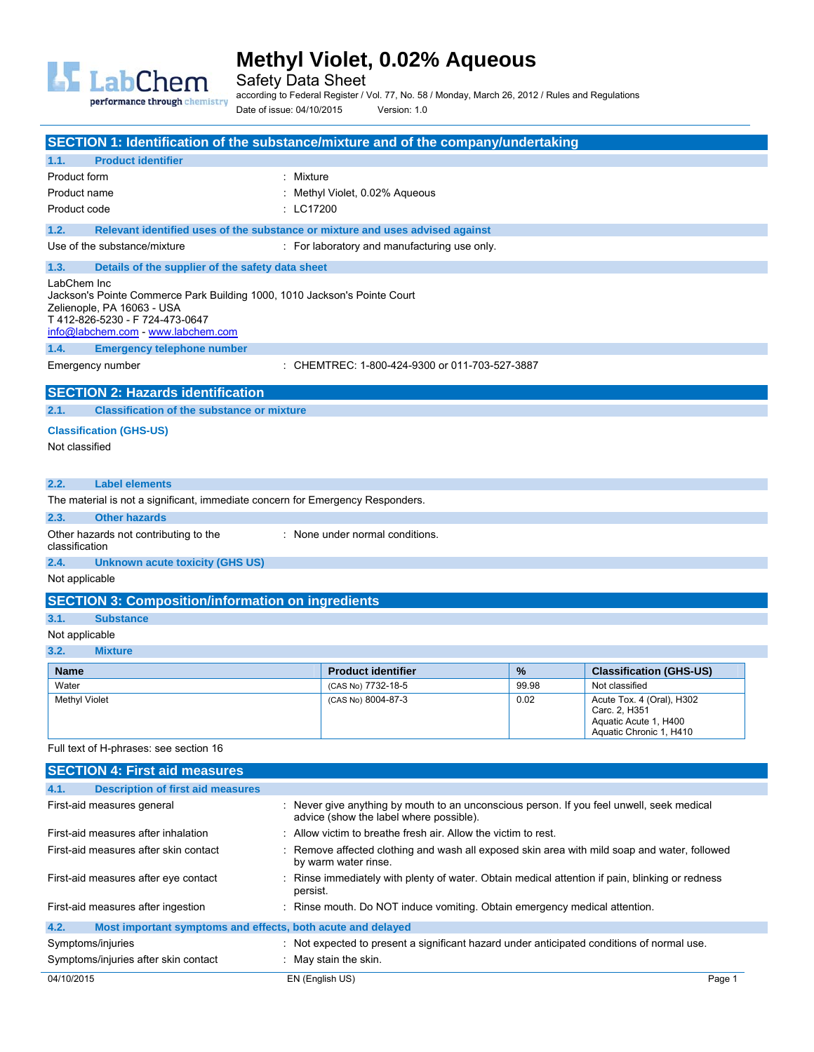# Methyl Violet, 0.02% Aqueous

Safety Data Sheet

according to Federal Register / Vol. 77, No. 58 / Monday, March 26, 2012 / Rules and Regulations

Date of issue: 04/10/2015 Version: 1.0

## SECTION 1: Identification of the substance/mixture and of the company/undertaking

### 1.1. Product identifier

Product form : Mixture

Product name : Methyl Violet, 0.02% Aqueous

Product code : LC17200

### 1.2. Relevant identified uses of the substance or mixture and uses advised against

Use of the substance/mixture : For laboratory and manufacturing use only.

### 1.3. Details of the supplier of the safety data sheet

LabChem Inc
Jackson's Pointe Commerce Park Building 1000, 1010 Jackson's Pointe Court
Zelienople, PA 16063 - USA
T 412-826-5230 - F 724-473-0647
info@labchem.com - www.labchem.com

### 1.4. Emergency telephone number

Emergency number : CHEMTREC: 1-800-424-9300 or 011-703-527-3887

## SECTION 2: Hazards identification

### 2.1. Classification of the substance or mixture

**Classification (GHS-US)**

Not classified

### 2.2. Label elements

The material is not a significant, immediate concern for Emergency Responders.

### 2.3. Other hazards

Other hazards not contributing to the classification : None under normal conditions.

### 2.4. Unknown acute toxicity (GHS US)

Not applicable

## SECTION 3: Composition/information on ingredients

### 3.1. Substance

Not applicable

### 3.2. Mixture

| Name | Product identifier | % | Classification (GHS-US) |
|---|---|---|---|
| Water | (CAS No) 7732-18-5 | 99.98 | Not classified |
| Methyl Violet | (CAS No) 8004-87-3 | 0.02 | Acute Tox. 4 (Oral), H302<br>Carc. 2, H351<br>Aquatic Acute 1, H400<br>Aquatic Chronic 1, H410 |

Full text of H-phrases: see section 16

## SECTION 4: First aid measures

### 4.1. Description of first aid measures

First-aid measures general : Never give anything by mouth to an unconscious person. If you feel unwell, seek medical advice (show the label where possible).

First-aid measures after inhalation : Allow victim to breathe fresh air. Allow the victim to rest.

First-aid measures after skin contact : Remove affected clothing and wash all exposed skin area with mild soap and water, followed by warm water rinse.

First-aid measures after eye contact : Rinse immediately with plenty of water. Obtain medical attention if pain, blinking or redness persist.

First-aid measures after ingestion : Rinse mouth. Do NOT induce vomiting. Obtain emergency medical attention.

### 4.2. Most important symptoms and effects, both acute and delayed

Symptoms/injuries : Not expected to present a significant hazard under anticipated conditions of normal use.

Symptoms/injuries after skin contact : May stain the skin.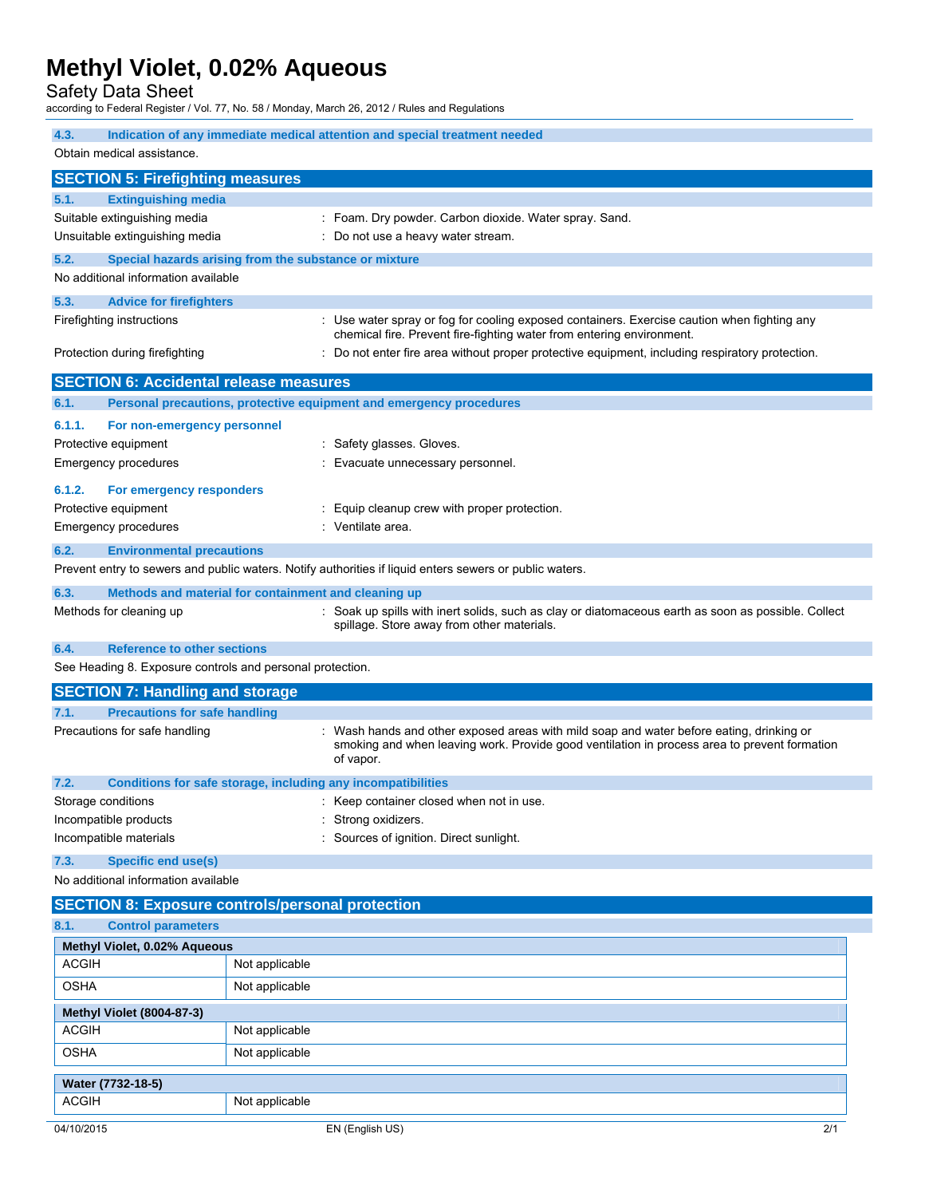### 4.3. Indication of any immediate medical attention and special treatment needed

Obtain medical assistance.

## SECTION 5: Firefighting measures

### 5.1. Extinguishing media

Suitable extinguishing media : Foam. Dry powder. Carbon dioxide. Water spray. Sand.

Unsuitable extinguishing media : Do not use a heavy water stream.

### 5.2. Special hazards arising from the substance or mixture

No additional information available

### 5.3. Advice for firefighters

Firefighting instructions : Use water spray or fog for cooling exposed containers. Exercise caution when fighting any chemical fire. Prevent fire-fighting water from entering environment.

Protection during firefighting : Do not enter fire area without proper protective equipment, including respiratory protection.

## SECTION 6: Accidental release measures

### 6.1. Personal precautions, protective equipment and emergency procedures

#### 6.1.1. For non-emergency personnel

Protective equipment : Safety glasses. Gloves.

Emergency procedures : Evacuate unnecessary personnel.

#### 6.1.2. For emergency responders

Protective equipment : Equip cleanup crew with proper protection.

Emergency procedures : Ventilate area.

### 6.2. Environmental precautions

Prevent entry to sewers and public waters. Notify authorities if liquid enters sewers or public waters.

### 6.3. Methods and material for containment and cleaning up

Methods for cleaning up : Soak up spills with inert solids, such as clay or diatomaceous earth as soon as possible. Collect spillage. Store away from other materials.

### 6.4. Reference to other sections

See Heading 8. Exposure controls and personal protection.

## SECTION 7: Handling and storage

### 7.1. Precautions for safe handling

Precautions for safe handling : Wash hands and other exposed areas with mild soap and water before eating, drinking or smoking and when leaving work. Provide good ventilation in process area to prevent formation of vapor.

### 7.2. Conditions for safe storage, including any incompatibilities

Storage conditions : Keep container closed when not in use.

Incompatible products : Strong oxidizers.

Incompatible materials : Sources of ignition. Direct sunlight.

### 7.3. Specific end use(s)

No additional information available

## SECTION 8: Exposure controls/personal protection

### 8.1. Control parameters

| Methyl Violet, 0.02% Aqueous | |
|---|---|
| ACGIH | Not applicable |
| OSHA | Not applicable |

| Methyl Violet (8004-87-3) | |
|---|---|
| ACGIH | Not applicable |
| OSHA | Not applicable |

| Water (7732-18-5) | |
|---|---|
| ACGIH | Not applicable |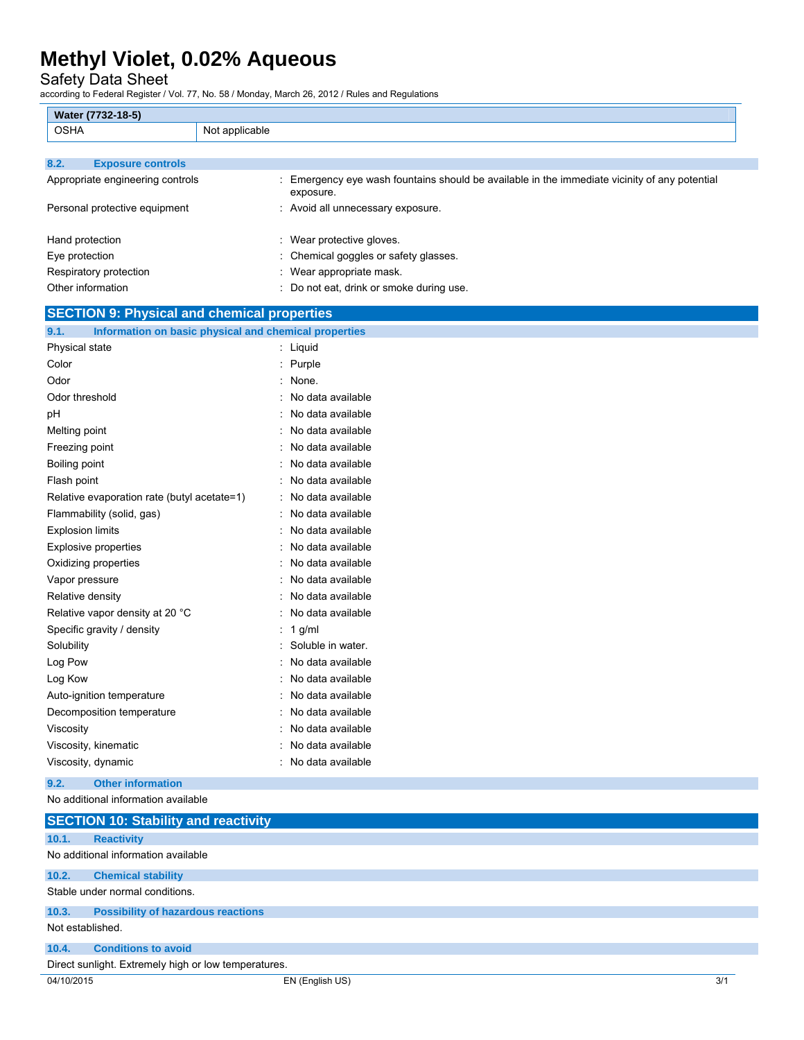| Water (7732-18-5) | |
|---|---|
| OSHA | Not applicable |

### 8.2. Exposure controls

Appropriate engineering controls : Emergency eye wash fountains should be available in the immediate vicinity of any potential exposure.

Personal protective equipment : Avoid all unnecessary exposure.

Hand protection : Wear protective gloves.

Eye protection : Chemical goggles or safety glasses.

Respiratory protection : Wear appropriate mask.

Other information : Do not eat, drink or smoke during use.

## SECTION 9: Physical and chemical properties

### 9.1. Information on basic physical and chemical properties

Physical state : Liquid

Color : Purple

Odor : None.

Odor threshold : No data available

pH : No data available

Melting point : No data available

Freezing point : No data available

Boiling point : No data available

Flash point : No data available

Relative evaporation rate (butyl acetate=1) : No data available

Flammability (solid, gas) : No data available

Explosion limits : No data available

Explosive properties : No data available

Oxidizing properties : No data available

Vapor pressure : No data available

Relative density : No data available

Relative vapor density at 20 °C : No data available

Specific gravity / density : 1 g/ml

Solubility : Soluble in water.

Log Pow : No data available

Log Kow : No data available

Auto-ignition temperature : No data available

Decomposition temperature : No data available

Viscosity : No data available

Viscosity, kinematic : No data available

Viscosity, dynamic : No data available

### 9.2. Other information

No additional information available

## SECTION 10: Stability and reactivity

### 10.1. Reactivity

No additional information available

### 10.2. Chemical stability

Stable under normal conditions.

### 10.3. Possibility of hazardous reactions

Not established.

### 10.4. Conditions to avoid

Direct sunlight. Extremely high or low temperatures.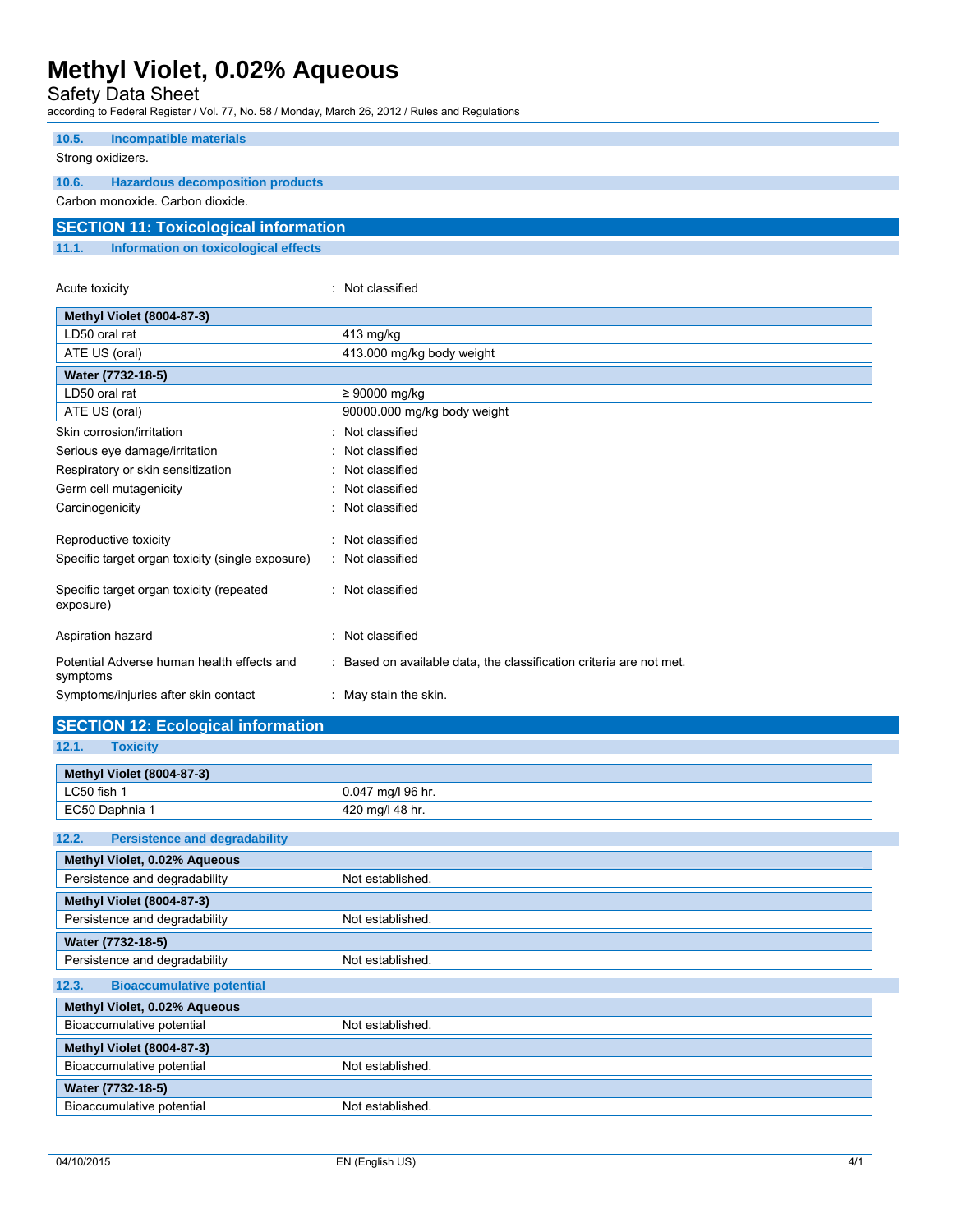### 10.5. Incompatible materials

Strong oxidizers.

### 10.6. Hazardous decomposition products

Carbon monoxide. Carbon dioxide.

## SECTION 11: Toxicological information

### 11.1. Information on toxicological effects

Acute toxicity : Not classified

| Methyl Violet (8004-87-3) | |
|---|---|
| LD50 oral rat | 413 mg/kg |
| ATE US (oral) | 413.000 mg/kg body weight |
| **Water (7732-18-5)** | |
| LD50 oral rat | ≥ 90000 mg/kg |
| ATE US (oral) | 90000.000 mg/kg body weight |

Skin corrosion/irritation : Not classified

Serious eye damage/irritation : Not classified

Respiratory or skin sensitization : Not classified

Germ cell mutagenicity : Not classified

Carcinogenicity : Not classified

Reproductive toxicity : Not classified

Specific target organ toxicity (single exposure) : Not classified

Specific target organ toxicity (repeated exposure) : Not classified

Aspiration hazard : Not classified

Potential Adverse human health effects and symptoms : Based on available data, the classification criteria are not met.

Symptoms/injuries after skin contact : May stain the skin.

## SECTION 12: Ecological information

### 12.1. Toxicity

| Methyl Violet (8004-87-3) | |
|---|---|
| LC50 fish 1 | 0.047 mg/l 96 hr. |
| EC50 Daphnia 1 | 420 mg/l 48 hr. |

### 12.2. Persistence and degradability

| Methyl Violet, 0.02% Aqueous | |
|---|---|
| Persistence and degradability | Not established. |
| **Methyl Violet (8004-87-3)** | |
| Persistence and degradability | Not established. |
| **Water (7732-18-5)** | |
| Persistence and degradability | Not established. |

### 12.3. Bioaccumulative potential

| Methyl Violet, 0.02% Aqueous | |
|---|---|
| Bioaccumulative potential | Not established. |
| **Methyl Violet (8004-87-3)** | |
| Bioaccumulative potential | Not established. |
| **Water (7732-18-5)** | |
| Bioaccumulative potential | Not established. |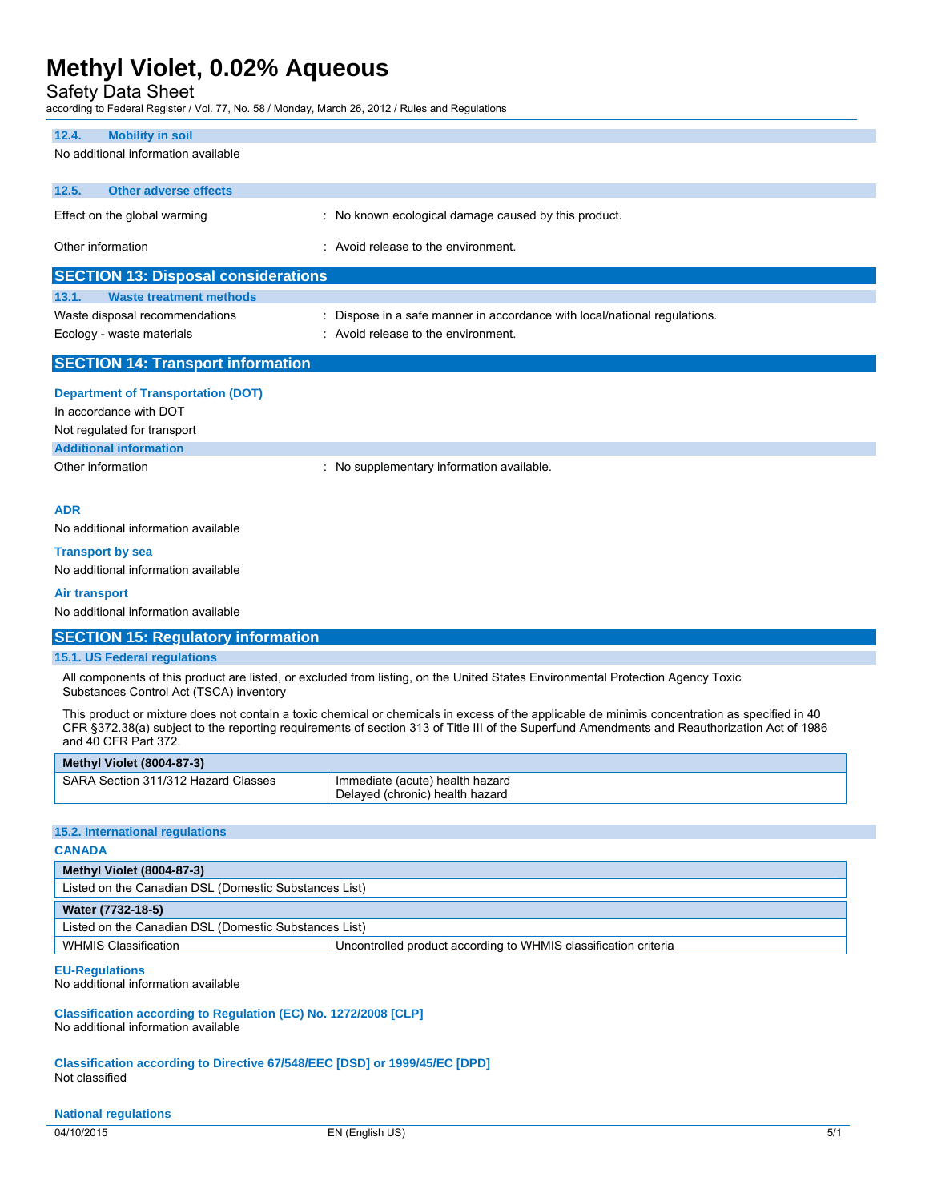### 12.4. Mobility in soil

No additional information available

### 12.5. Other adverse effects

Effect on the global warming : No known ecological damage caused by this product.

Other information : Avoid release to the environment.

## SECTION 13: Disposal considerations

### 13.1. Waste treatment methods

Waste disposal recommendations : Dispose in a safe manner in accordance with local/national regulations.

Ecology - waste materials : Avoid release to the environment.

## SECTION 14: Transport information

**Department of Transportation (DOT)**

In accordance with DOT

Not regulated for transport

**Additional information**

Other information : No supplementary information available.

**ADR**

No additional information available

**Transport by sea**

No additional information available

**Air transport**

No additional information available

## SECTION 15: Regulatory information

### 15.1. US Federal regulations

All components of this product are listed, or excluded from listing, on the United States Environmental Protection Agency Toxic Substances Control Act (TSCA) inventory

This product or mixture does not contain a toxic chemical or chemicals in excess of the applicable de minimis concentration as specified in 40 CFR §372.38(a) subject to the reporting requirements of section 313 of Title III of the Superfund Amendments and Reauthorization Act of 1986 and 40 CFR Part 372.

| Methyl Violet (8004-87-3) | |
|---|---|
| SARA Section 311/312 Hazard Classes | Immediate (acute) health hazard<br>Delayed (chronic) health hazard |

### 15.2. International regulations

**CANADA**

| Methyl Violet (8004-87-3) | |
|---|---|
| Listed on the Canadian DSL (Domestic Substances List) | |

| Water (7732-18-5) | |
|---|---|
| Listed on the Canadian DSL (Domestic Substances List) | |
| WHMIS Classification | Uncontrolled product according to WHMIS classification criteria |

**EU-Regulations**

No additional information available

**Classification according to Regulation (EC) No. 1272/2008 [CLP]**

No additional information available

**Classification according to Directive 67/548/EEC [DSD] or 1999/45/EC [DPD]**

Not classified

**National regulations**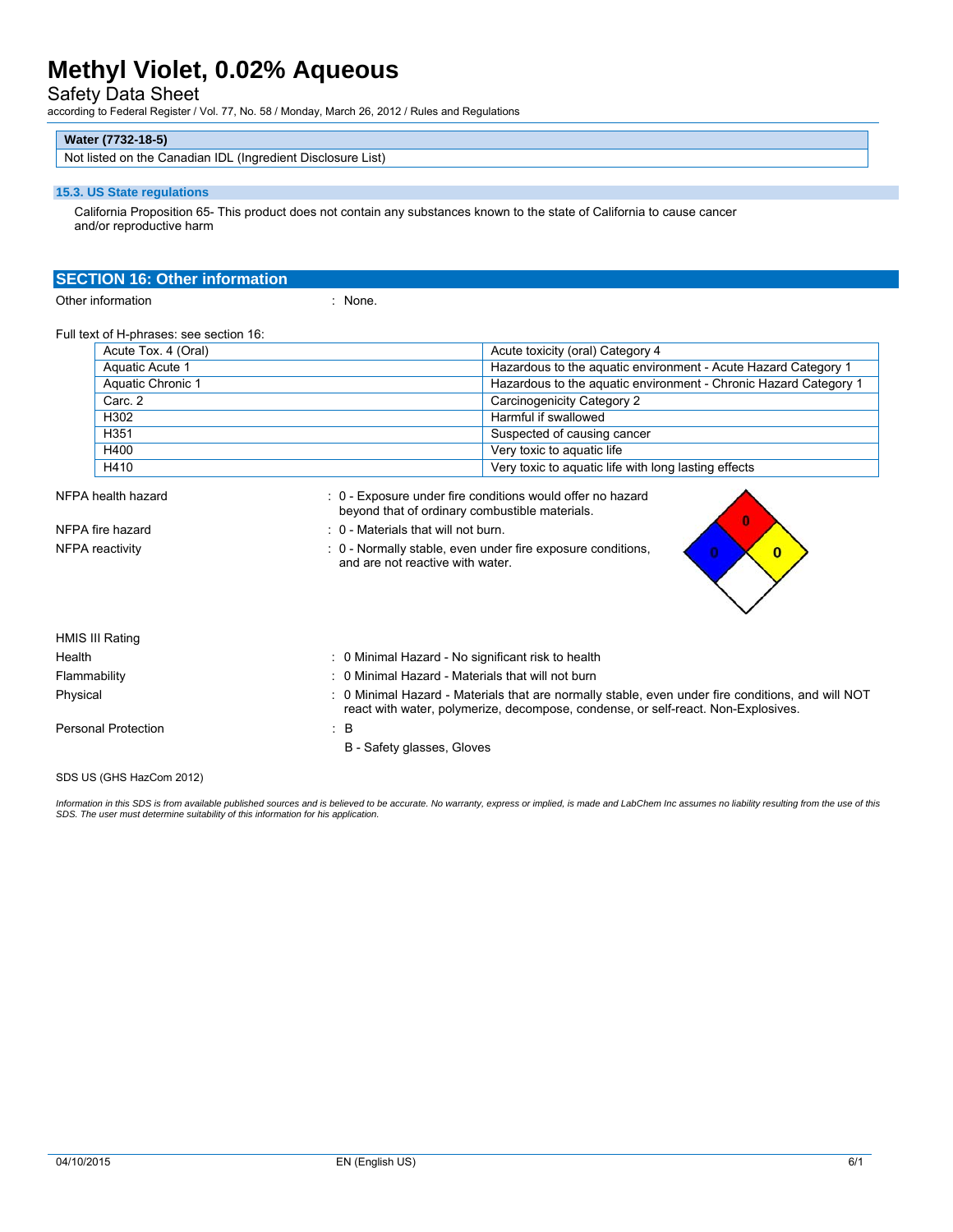| Water (7732-18-5) |
| --- |
| Not listed on the Canadian IDL (Ingredient Disclosure List) |

### 15.3. US State regulations

California Proposition 65- This product does not contain any substances known to the state of California to cause cancer and/or reproductive harm

## SECTION 16: Other information

Other information : None.

Full text of H-phrases: see section 16:

| | |
| --- | --- |
| Acute Tox. 4 (Oral) | Acute toxicity (oral) Category 4 |
| Aquatic Acute 1 | Hazardous to the aquatic environment - Acute Hazard Category 1 |
| Aquatic Chronic 1 | Hazardous to the aquatic environment - Chronic Hazard Category 1 |
| Carc. 2 | Carcinogenicity Category 2 |
| H302 | Harmful if swallowed |
| H351 | Suspected of causing cancer |
| H400 | Very toxic to aquatic life |
| H410 | Very toxic to aquatic life with long lasting effects |

NFPA health hazard : 0 - Exposure under fire conditions would offer no hazard beyond that of ordinary combustible materials.

NFPA fire hazard : 0 - Materials that will not burn.

NFPA reactivity : 0 - Normally stable, even under fire exposure conditions, and are not reactive with water.

0

0 0

HMIS III Rating

Health : 0 Minimal Hazard - No significant risk to health

Flammability : 0 Minimal Hazard - Materials that will not burn

Physical : 0 Minimal Hazard - Materials that are normally stable, even under fire conditions, and will NOT react with water, polymerize, decompose, condense, or self-react. Non-Explosives.

Personal Protection : B

B - Safety glasses, Gloves

SDS US (GHS HazCom 2012)

*Information in this SDS is from available published sources and is believed to be accurate. No warranty, express or implied, is made and LabChem Inc assumes no liability resulting from the use of this SDS. The user must determine suitability of this information for his application.*